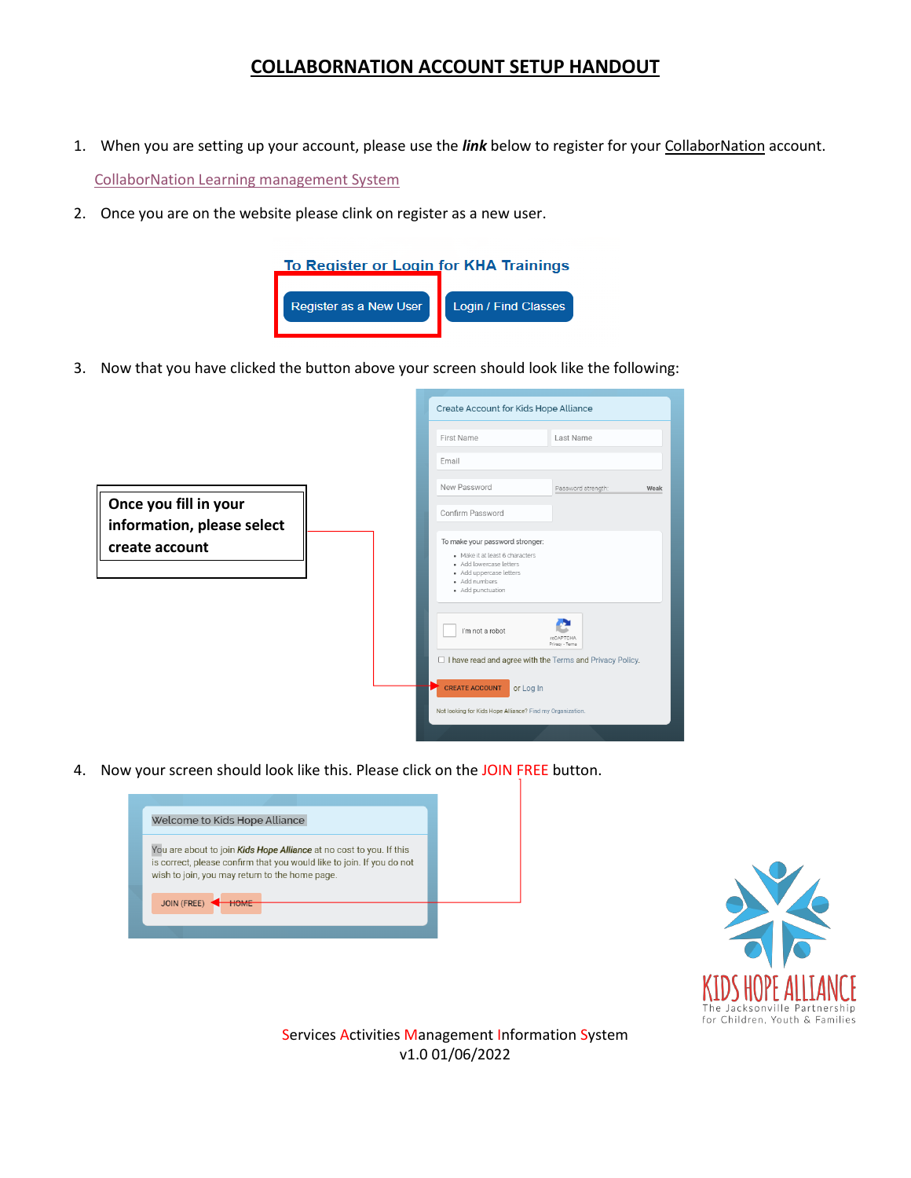# COLLABORNATION ACCOUNT SETUP HANDOUT

1. When you are setting up your account, please use the ***link*** below to register for your CollaborNation account.

   CollaborNation Learning management System

2. Once you are on the website please clink on register as a new user.

   To Register or Login for KHA Trainings

   Register as a New User | Login / Find Classes

3. Now that you have clicked the button above your screen should look like the following:

   **Once you fill in your information, please select create account**

4. Now your screen should look like this. Please click on the JOIN FREE button.

Services Activities Management Information System
v1.0 01/06/2022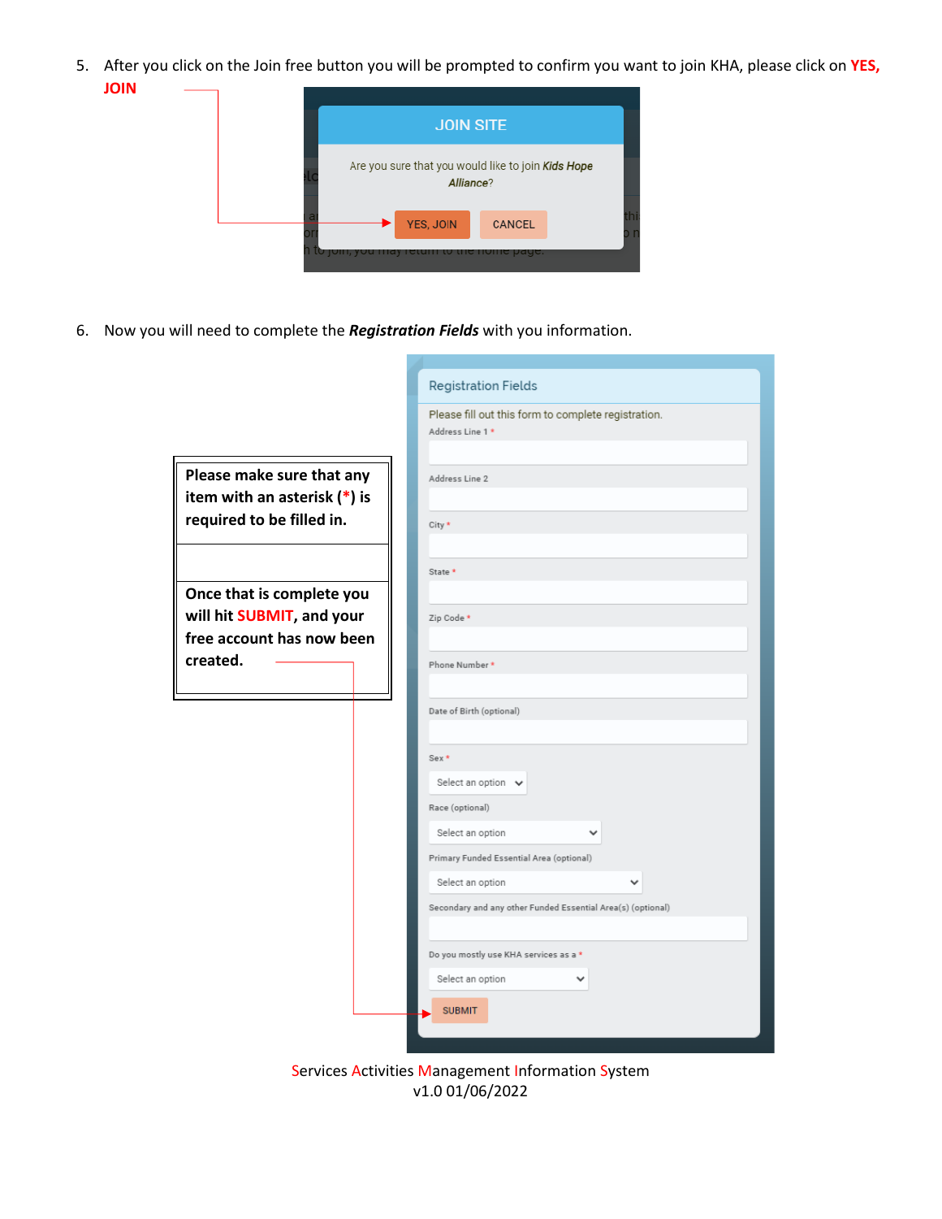5. After you click on the Join free button you will be prompted to confirm you want to join KHA, please click on **YES, JOIN**

JOIN SITE

Are you sure that you would like to join ***Kids Hope Alliance***?

YES, JOIN CANCEL

6. Now you will need to complete the ***Registration Fields*** with you information.

| Please make sure that any item with an asterisk (*) is required to be filled in. |
|---|
| |
| Once that is complete you will hit **SUBMIT**, and your free account has now been created. |

Registration Fields

Please fill out this form to complete registration.

Address Line 1 *

Address Line 2

City *

State *

Zip Code *

Phone Number *

Date of Birth (optional)

Sex *

Select an option

Race (optional)

Select an option

Primary Funded Essential Area (optional)

Select an option

Secondary and any other Funded Essential Area(s) (optional)

Do you mostly use KHA services as a *

Select an option

SUBMIT

Services Activities Management Information System
v1.0 01/06/2022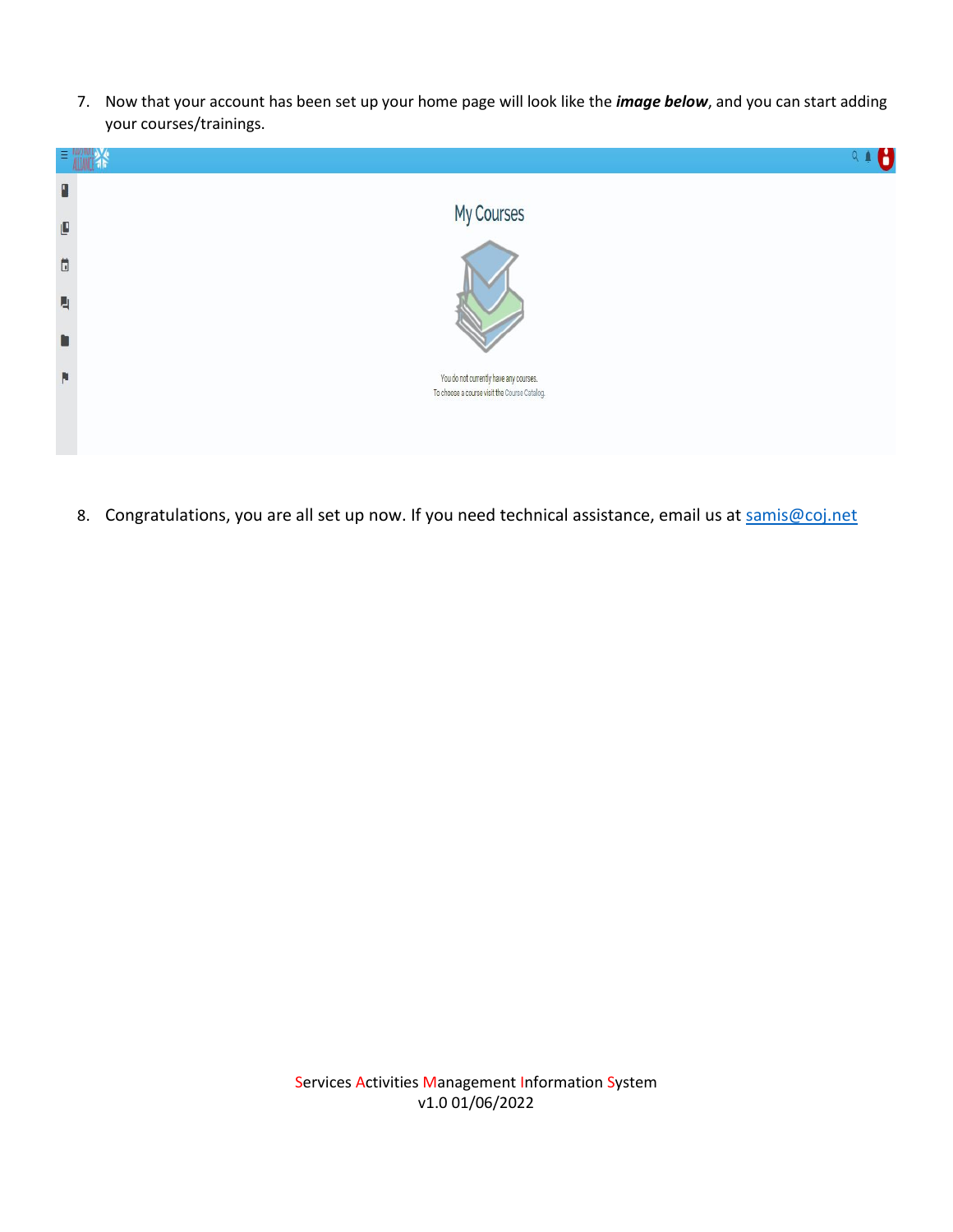7. Now that your account has been set up your home page will look like the ***image below***, and you can start adding your courses/trainings.

8. Congratulations, you are all set up now. If you need technical assistance, email us at samis@coj.net

Services Activities Management Information System
v1.0 01/06/2022